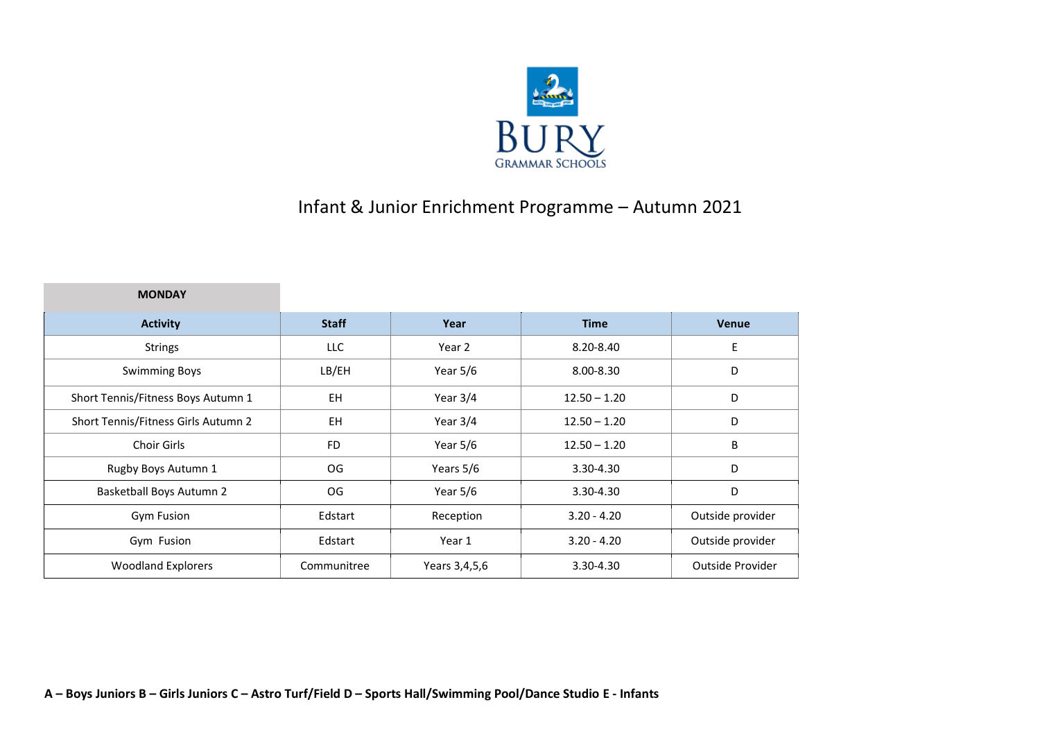BURY
GRAMMAR SCHOOLS

# Infant & Junior Enrichment Programme – Autumn 2021

**MONDAY**

| Activity | Staff | Year | Time | Venue |
|---|---|---|---|---|
| Strings | LLC | Year 2 | 8.20-8.40 | E |
| Swimming Boys | LB/EH | Year 5/6 | 8.00-8.30 | D |
| Short Tennis/Fitness Boys Autumn 1 | EH | Year 3/4 | 12.50 – 1.20 | D |
| Short Tennis/Fitness Girls Autumn 2 | EH | Year 3/4 | 12.50 – 1.20 | D |
| Choir Girls | FD | Year 5/6 | 12.50 – 1.20 | B |
| Rugby Boys Autumn 1 | OG | Years 5/6 | 3.30-4.30 | D |
| Basketball Boys Autumn 2 | OG | Year 5/6 | 3.30-4.30 | D |
| Gym Fusion | Edstart | Reception | 3.20 - 4.20 | Outside provider |
| Gym Fusion | Edstart | Year 1 | 3.20 - 4.20 | Outside provider |
| Woodland Explorers | Communitree | Years 3,4,5,6 | 3.30-4.30 | Outside Provider |

**A – Boys Juniors B – Girls Juniors C – Astro Turf/Field D – Sports Hall/Swimming Pool/Dance Studio E - Infants**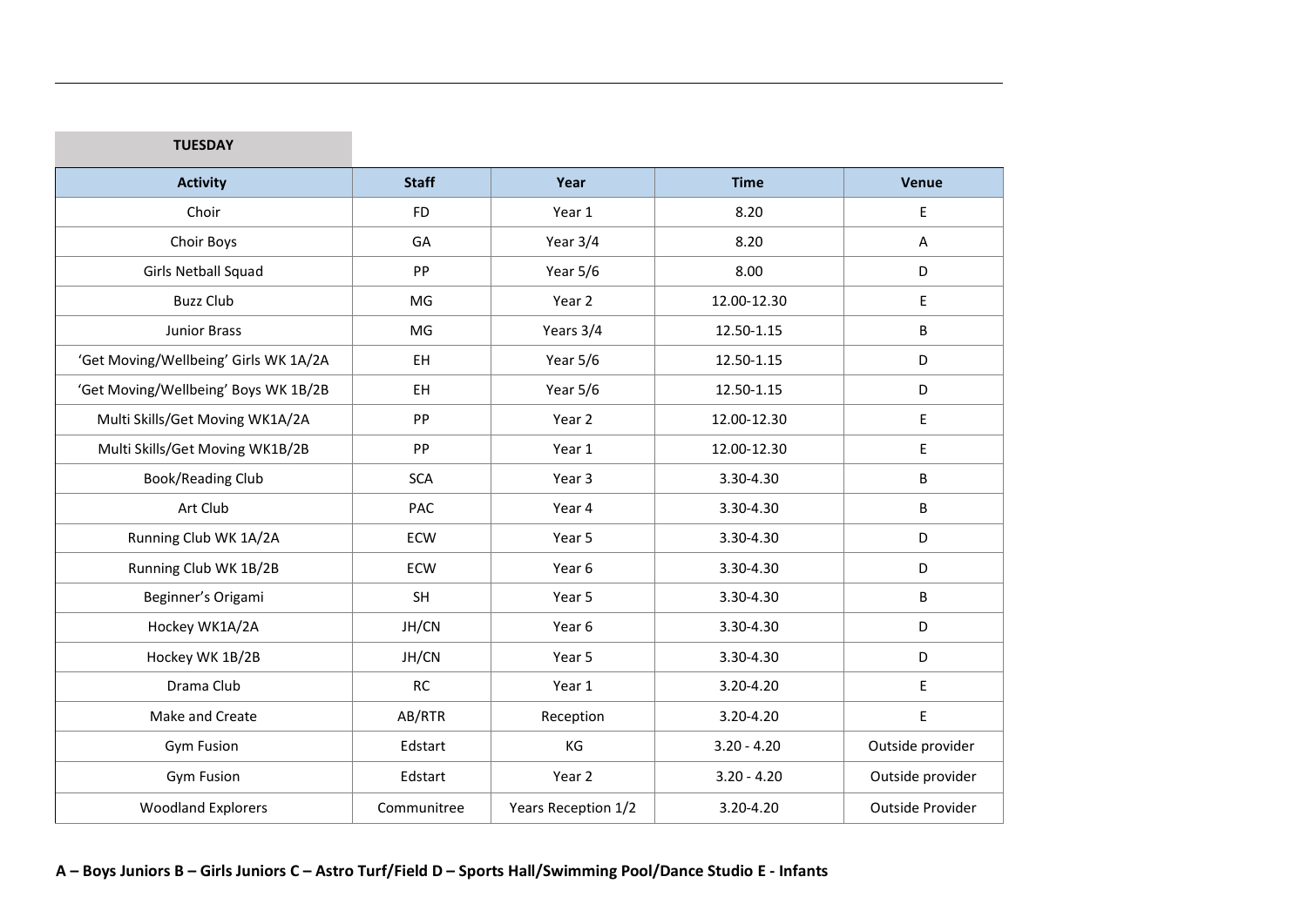**TUESDAY**

| Activity | Staff | Year | Time | Venue |
| --- | --- | --- | --- | --- |
| Choir | FD | Year 1 | 8.20 | E |
| Choir Boys | GA | Year 3/4 | 8.20 | A |
| Girls Netball Squad | PP | Year 5/6 | 8.00 | D |
| Buzz Club | MG | Year 2 | 12.00-12.30 | E |
| Junior Brass | MG | Years 3/4 | 12.50-1.15 | B |
| 'Get Moving/Wellbeing' Girls WK 1A/2A | EH | Year 5/6 | 12.50-1.15 | D |
| 'Get Moving/Wellbeing' Boys WK 1B/2B | EH | Year 5/6 | 12.50-1.15 | D |
| Multi Skills/Get Moving WK1A/2A | PP | Year 2 | 12.00-12.30 | E |
| Multi Skills/Get Moving WK1B/2B | PP | Year 1 | 12.00-12.30 | E |
| Book/Reading Club | SCA | Year 3 | 3.30-4.30 | B |
| Art Club | PAC | Year 4 | 3.30-4.30 | B |
| Running Club WK 1A/2A | ECW | Year 5 | 3.30-4.30 | D |
| Running Club WK 1B/2B | ECW | Year 6 | 3.30-4.30 | D |
| Beginner's Origami | SH | Year 5 | 3.30-4.30 | B |
| Hockey WK1A/2A | JH/CN | Year 6 | 3.30-4.30 | D |
| Hockey WK 1B/2B | JH/CN | Year 5 | 3.30-4.30 | D |
| Drama Club | RC | Year 1 | 3.20-4.20 | E |
| Make and Create | AB/RTR | Reception | 3.20-4.20 | E |
| Gym Fusion | Edstart | KG | 3.20 - 4.20 | Outside provider |
| Gym Fusion | Edstart | Year 2 | 3.20 - 4.20 | Outside provider |
| Woodland Explorers | Communitree | Years Reception 1/2 | 3.20-4.20 | Outside Provider |

**A – Boys Juniors B – Girls Juniors C – Astro Turf/Field D – Sports Hall/Swimming Pool/Dance Studio E - Infants**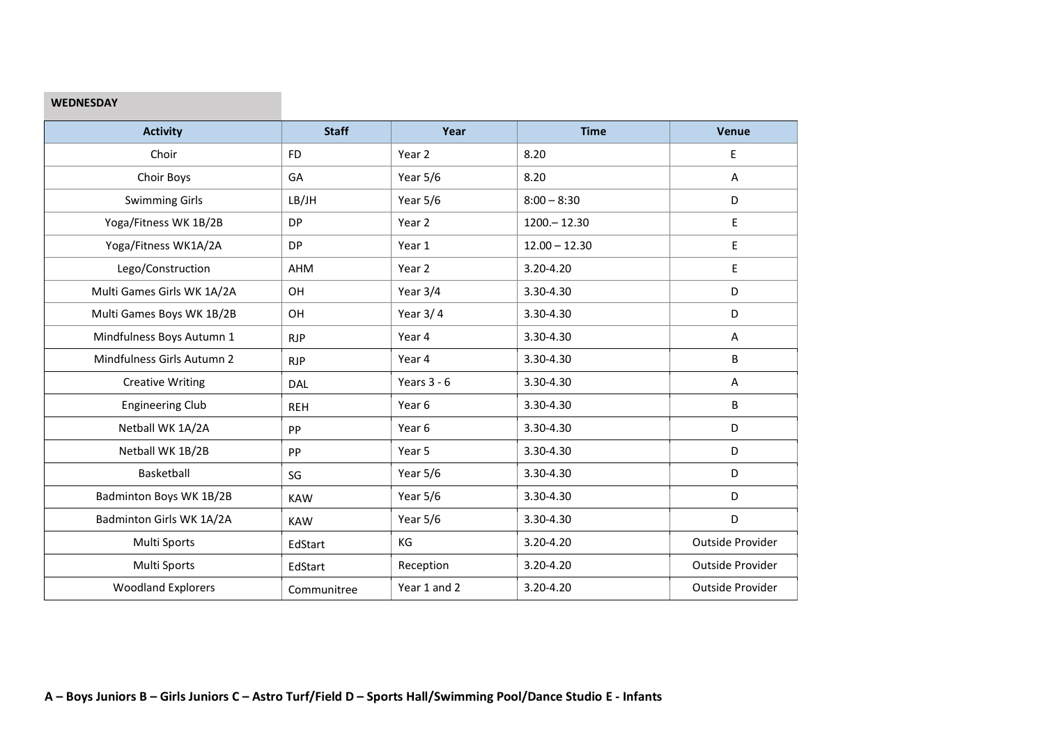**WEDNESDAY**

| Activity | Staff | Year | Time | Venue |
|---|---|---|---|---|
| Choir | FD | Year 2 | 8.20 | E |
| Choir Boys | GA | Year 5/6 | 8.20 | A |
| Swimming Girls | LB/JH | Year 5/6 | 8:00 – 8:30 | D |
| Yoga/Fitness WK 1B/2B | DP | Year 2 | 1200.– 12.30 | E |
| Yoga/Fitness WK1A/2A | DP | Year 1 | 12.00 – 12.30 | E |
| Lego/Construction | AHM | Year 2 | 3.20-4.20 | E |
| Multi Games Girls WK 1A/2A | OH | Year 3/4 | 3.30-4.30 | D |
| Multi Games Boys WK 1B/2B | OH | Year 3/ 4 | 3.30-4.30 | D |
| Mindfulness Boys Autumn 1 | RJP | Year 4 | 3.30-4.30 | A |
| Mindfulness Girls Autumn 2 | RJP | Year 4 | 3.30-4.30 | B |
| Creative Writing | DAL | Years 3 - 6 | 3.30-4.30 | A |
| Engineering Club | REH | Year 6 | 3.30-4.30 | B |
| Netball WK 1A/2A | PP | Year 6 | 3.30-4.30 | D |
| Netball WK 1B/2B | PP | Year 5 | 3.30-4.30 | D |
| Basketball | SG | Year 5/6 | 3.30-4.30 | D |
| Badminton Boys WK 1B/2B | KAW | Year 5/6 | 3.30-4.30 | D |
| Badminton Girls WK 1A/2A | KAW | Year 5/6 | 3.30-4.30 | D |
| Multi Sports | EdStart | KG | 3.20-4.20 | Outside Provider |
| Multi Sports | EdStart | Reception | 3.20-4.20 | Outside Provider |
| Woodland Explorers | Communitree | Year 1 and 2 | 3.20-4.20 | Outside Provider |

**A – Boys Juniors B – Girls Juniors C – Astro Turf/Field D – Sports Hall/Swimming Pool/Dance Studio E - Infants**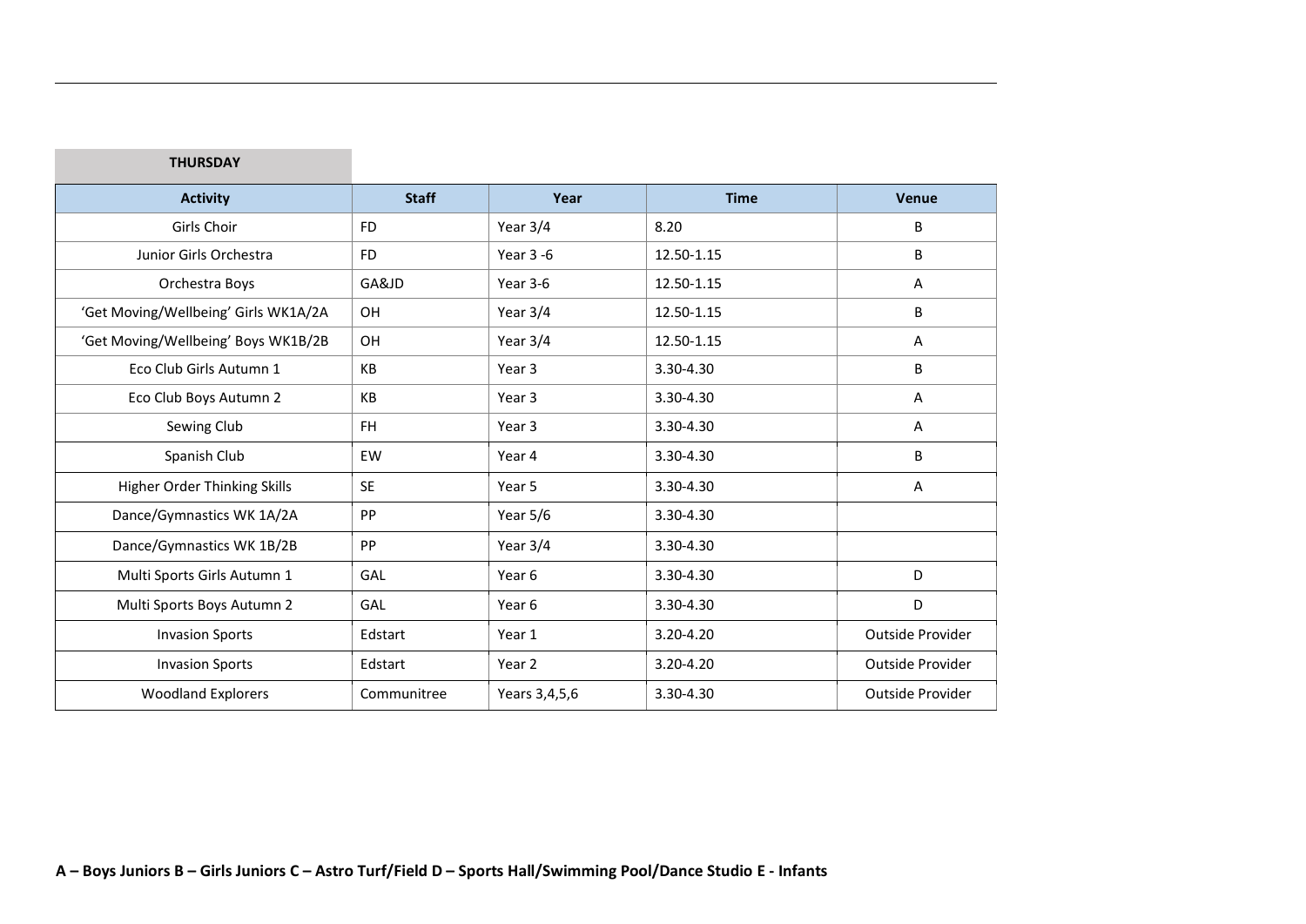**THURSDAY**

| Activity | Staff | Year | Time | Venue |
|---|---|---|---|---|
| Girls Choir | FD | Year 3/4 | 8.20 | B |
| Junior Girls Orchestra | FD | Year 3 -6 | 12.50-1.15 | B |
| Orchestra Boys | GA&JD | Year 3-6 | 12.50-1.15 | A |
| 'Get Moving/Wellbeing' Girls WK1A/2A | OH | Year 3/4 | 12.50-1.15 | B |
| 'Get Moving/Wellbeing' Boys WK1B/2B | OH | Year 3/4 | 12.50-1.15 | A |
| Eco Club Girls Autumn 1 | KB | Year 3 | 3.30-4.30 | B |
| Eco Club Boys Autumn 2 | KB | Year 3 | 3.30-4.30 | A |
| Sewing Club | FH | Year 3 | 3.30-4.30 | A |
| Spanish Club | EW | Year 4 | 3.30-4.30 | B |
| Higher Order Thinking Skills | SE | Year 5 | 3.30-4.30 | A |
| Dance/Gymnastics WK 1A/2A | PP | Year 5/6 | 3.30-4.30 | |
| Dance/Gymnastics WK 1B/2B | PP | Year 3/4 | 3.30-4.30 | |
| Multi Sports Girls Autumn 1 | GAL | Year 6 | 3.30-4.30 | D |
| Multi Sports Boys Autumn 2 | GAL | Year 6 | 3.30-4.30 | D |
| Invasion Sports | Edstart | Year 1 | 3.20-4.20 | Outside Provider |
| Invasion Sports | Edstart | Year 2 | 3.20-4.20 | Outside Provider |
| Woodland Explorers | Communitree | Years 3,4,5,6 | 3.30-4.30 | Outside Provider |

**A – Boys Juniors B – Girls Juniors C – Astro Turf/Field D – Sports Hall/Swimming Pool/Dance Studio E - Infants**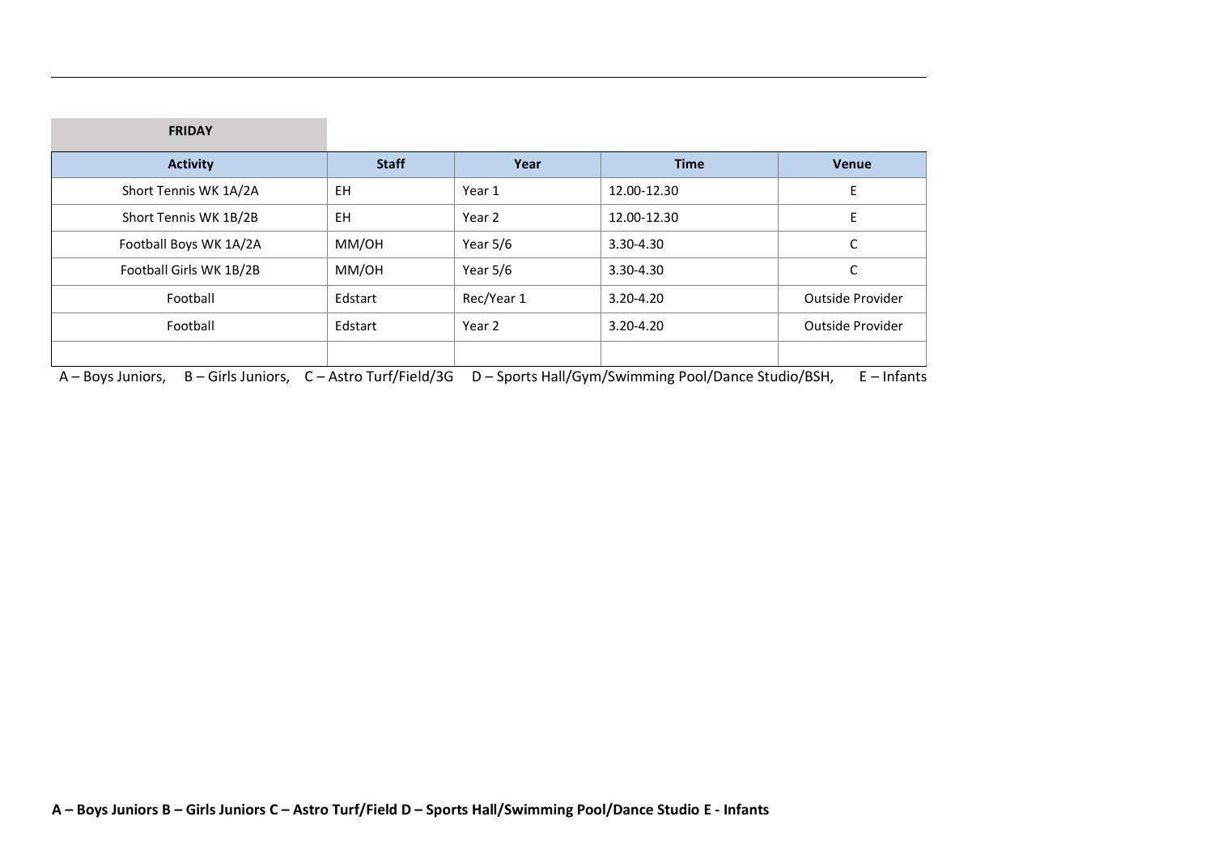**FRIDAY**

| Activity | Staff | Year | Time | Venue |
|---|---|---|---|---|
| Short Tennis WK 1A/2A | EH | Year 1 | 12.00-12.30 | E |
| Short Tennis WK 1B/2B | EH | Year 2 | 12.00-12.30 | E |
| Football Boys WK 1A/2A | MM/OH | Year 5/6 | 3.30-4.30 | C |
| Football Girls WK 1B/2B | MM/OH | Year 5/6 | 3.30-4.30 | C |
| Football | Edstart | Rec/Year 1 | 3.20-4.20 | Outside Provider |
| Football | Edstart | Year 2 | 3.20-4.20 | Outside Provider |
| | | | | |

A – Boys Juniors, B – Girls Juniors, C – Astro Turf/Field/3G D – Sports Hall/Gym/Swimming Pool/Dance Studio/BSH, E – Infants

**A – Boys Juniors B – Girls Juniors C – Astro Turf/Field D – Sports Hall/Swimming Pool/Dance Studio E - Infants**